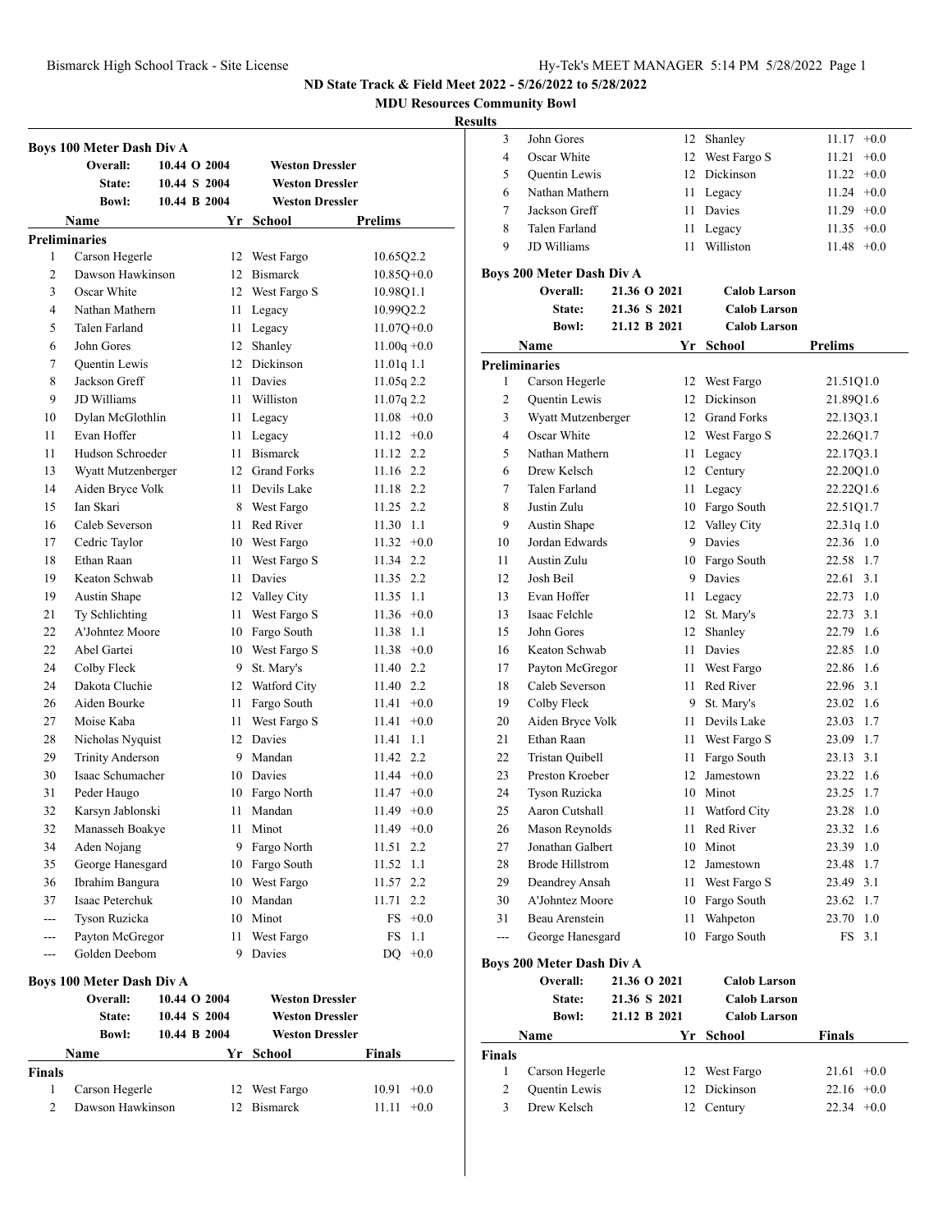**ND State Track & Field Meet 2022 - 5/26/2022 to 5/28/2022**

**MDU Resources Community Bowl**

**Results**

### Boys 100 Meter Dash Div A

| | | | |
|---|---|---|---|
| Overall: | 10.44 O 2004 | Weston Dressler | |
| State: | 10.44 S 2004 | Weston Dressler | |
| Bowl: | 10.44 B 2004 | Weston Dressler | |

**Preliminaries**

| | Name | Yr | School | Prelims | |
|---|---|---|---|---|---|
| 1 | Carson Hegerle | 12 | West Fargo | 10.65Q | 2.2 |
| 2 | Dawson Hawkinson | 12 | Bismarck | 10.85Q | +0.0 |
| 3 | Oscar White | 12 | West Fargo S | 10.98Q | 1.1 |
| 4 | Nathan Mathern | 11 | Legacy | 10.99Q | 2.2 |
| 5 | Talen Farland | 11 | Legacy | 11.07Q | +0.0 |
| 6 | John Gores | 12 | Shanley | 11.00q | +0.0 |
| 7 | Quentin Lewis | 12 | Dickinson | 11.01q | 1.1 |
| 8 | Jackson Greff | 11 | Davies | 11.05q | 2.2 |
| 9 | JD Williams | 11 | Williston | 11.07q | 2.2 |
| 10 | Dylan McGlothlin | 11 | Legacy | 11.08 | +0.0 |
| 11 | Evan Hoffer | 11 | Legacy | 11.12 | +0.0 |
| 11 | Hudson Schroeder | 11 | Bismarck | 11.12 | 2.2 |
| 13 | Wyatt Mutzenberger | 12 | Grand Forks | 11.16 | 2.2 |
| 14 | Aiden Bryce Volk | 11 | Devils Lake | 11.18 | 2.2 |
| 15 | Ian Skari | 8 | West Fargo | 11.25 | 2.2 |
| 16 | Caleb Severson | 11 | Red River | 11.30 | 1.1 |
| 17 | Cedric Taylor | 10 | West Fargo | 11.32 | +0.0 |
| 18 | Ethan Raan | 11 | West Fargo S | 11.34 | 2.2 |
| 19 | Keaton Schwab | 11 | Davies | 11.35 | 2.2 |
| 19 | Austin Shape | 12 | Valley City | 11.35 | 1.1 |
| 21 | Ty Schlichting | 11 | West Fargo S | 11.36 | +0.0 |
| 22 | A'Johntez Moore | 10 | Fargo South | 11.38 | 1.1 |
| 22 | Abel Gartei | 10 | West Fargo S | 11.38 | +0.0 |
| 24 | Colby Fleck | 9 | St. Mary's | 11.40 | 2.2 |
| 24 | Dakota Cluchie | 12 | Watford City | 11.40 | 2.2 |
| 26 | Aiden Bourke | 11 | Fargo South | 11.41 | +0.0 |
| 27 | Moise Kaba | 11 | West Fargo S | 11.41 | +0.0 |
| 28 | Nicholas Nyquist | 12 | Davies | 11.41 | 1.1 |
| 29 | Trinity Anderson | 9 | Mandan | 11.42 | 2.2 |
| 30 | Isaac Schumacher | 10 | Davies | 11.44 | +0.0 |
| 31 | Peder Haugo | 10 | Fargo North | 11.47 | +0.0 |
| 32 | Karsyn Jablonski | 11 | Mandan | 11.49 | +0.0 |
| 32 | Manasseh Boakye | 11 | Minot | 11.49 | +0.0 |
| 34 | Aden Nojang | 9 | Fargo North | 11.51 | 2.2 |
| 35 | George Hanesgard | 10 | Fargo South | 11.52 | 1.1 |
| 36 | Ibrahim Bangura | 10 | West Fargo | 11.57 | 2.2 |
| 37 | Isaac Peterchuk | 10 | Mandan | 11.71 | 2.2 |
| --- | Tyson Ruzicka | 10 | Minot | FS | +0.0 |
| --- | Payton McGregor | 11 | West Fargo | FS | 1.1 |
| --- | Golden Deebom | 9 | Davies | DQ | +0.0 |

### Boys 100 Meter Dash Div A

| | | | |
|---|---|---|---|
| Overall: | 10.44 O 2004 | Weston Dressler | |
| State: | 10.44 S 2004 | Weston Dressler | |
| Bowl: | 10.44 B 2004 | Weston Dressler | |

**Finals**

| | Name | Yr | School | Finals | |
|---|---|---|---|---|---|
| 1 | Carson Hegerle | 12 | West Fargo | 10.91 | +0.0 |
| 2 | Dawson Hawkinson | 12 | Bismarck | 11.11 | +0.0 |
| 3 | John Gores | 12 | Shanley | 11.17 | +0.0 |
| 4 | Oscar White | 12 | West Fargo S | 11.21 | +0.0 |
| 5 | Quentin Lewis | 12 | Dickinson | 11.22 | +0.0 |
| 6 | Nathan Mathern | 11 | Legacy | 11.24 | +0.0 |
| 7 | Jackson Greff | 11 | Davies | 11.29 | +0.0 |
| 8 | Talen Farland | 11 | Legacy | 11.35 | +0.0 |
| 9 | JD Williams | 11 | Williston | 11.48 | +0.0 |

### Boys 200 Meter Dash Div A

| | | | |
|---|---|---|---|
| Overall: | 21.36 O 2021 | Calob Larson | |
| State: | 21.36 S 2021 | Calob Larson | |
| Bowl: | 21.12 B 2021 | Calob Larson | |

**Preliminaries**

| | Name | Yr | School | Prelims | |
|---|---|---|---|---|---|
| 1 | Carson Hegerle | 12 | West Fargo | 21.51Q | 1.0 |
| 2 | Quentin Lewis | 12 | Dickinson | 21.89Q | 1.6 |
| 3 | Wyatt Mutzenberger | 12 | Grand Forks | 22.13Q | 3.1 |
| 4 | Oscar White | 12 | West Fargo S | 22.26Q | 1.7 |
| 5 | Nathan Mathern | 11 | Legacy | 22.17Q | 3.1 |
| 6 | Drew Kelsch | 12 | Century | 22.20Q | 1.0 |
| 7 | Talen Farland | 11 | Legacy | 22.22Q | 1.6 |
| 8 | Justin Zulu | 10 | Fargo South | 22.51Q | 1.7 |
| 9 | Austin Shape | 12 | Valley City | 22.31q | 1.0 |
| 10 | Jordan Edwards | 9 | Davies | 22.36 | 1.0 |
| 11 | Austin Zulu | 10 | Fargo South | 22.58 | 1.7 |
| 12 | Josh Beil | 9 | Davies | 22.61 | 3.1 |
| 13 | Evan Hoffer | 11 | Legacy | 22.73 | 1.0 |
| 13 | Isaac Felchle | 12 | St. Mary's | 22.73 | 3.1 |
| 15 | John Gores | 12 | Shanley | 22.79 | 1.6 |
| 16 | Keaton Schwab | 11 | Davies | 22.85 | 1.0 |
| 17 | Payton McGregor | 11 | West Fargo | 22.86 | 1.6 |
| 18 | Caleb Severson | 11 | Red River | 22.96 | 3.1 |
| 19 | Colby Fleck | 9 | St. Mary's | 23.02 | 1.6 |
| 20 | Aiden Bryce Volk | 11 | Devils Lake | 23.03 | 1.7 |
| 21 | Ethan Raan | 11 | West Fargo S | 23.09 | 1.7 |
| 22 | Tristan Quibell | 11 | Fargo South | 23.13 | 3.1 |
| 23 | Preston Kroeber | 12 | Jamestown | 23.22 | 1.6 |
| 24 | Tyson Ruzicka | 10 | Minot | 23.25 | 1.7 |
| 25 | Aaron Cutshall | 11 | Watford City | 23.28 | 1.0 |
| 26 | Mason Reynolds | 11 | Red River | 23.32 | 1.6 |
| 27 | Jonathan Galbert | 10 | Minot | 23.39 | 1.0 |
| 28 | Brode Hillstrom | 12 | Jamestown | 23.48 | 1.7 |
| 29 | Deandrey Ansah | 11 | West Fargo S | 23.49 | 3.1 |
| 30 | A'Johntez Moore | 10 | Fargo South | 23.62 | 1.7 |
| 31 | Beau Arenstein | 11 | Wahpeton | 23.70 | 1.0 |
| --- | George Hanesgard | 10 | Fargo South | FS | 3.1 |

### Boys 200 Meter Dash Div A

| | | | |
|---|---|---|---|
| Overall: | 21.36 O 2021 | Calob Larson | |
| State: | 21.36 S 2021 | Calob Larson | |
| Bowl: | 21.12 B 2021 | Calob Larson | |

**Finals**

| | Name | Yr | School | Finals | |
|---|---|---|---|---|---|
| 1 | Carson Hegerle | 12 | West Fargo | 21.61 | +0.0 |
| 2 | Quentin Lewis | 12 | Dickinson | 22.16 | +0.0 |
| 3 | Drew Kelsch | 12 | Century | 22.34 | +0.0 |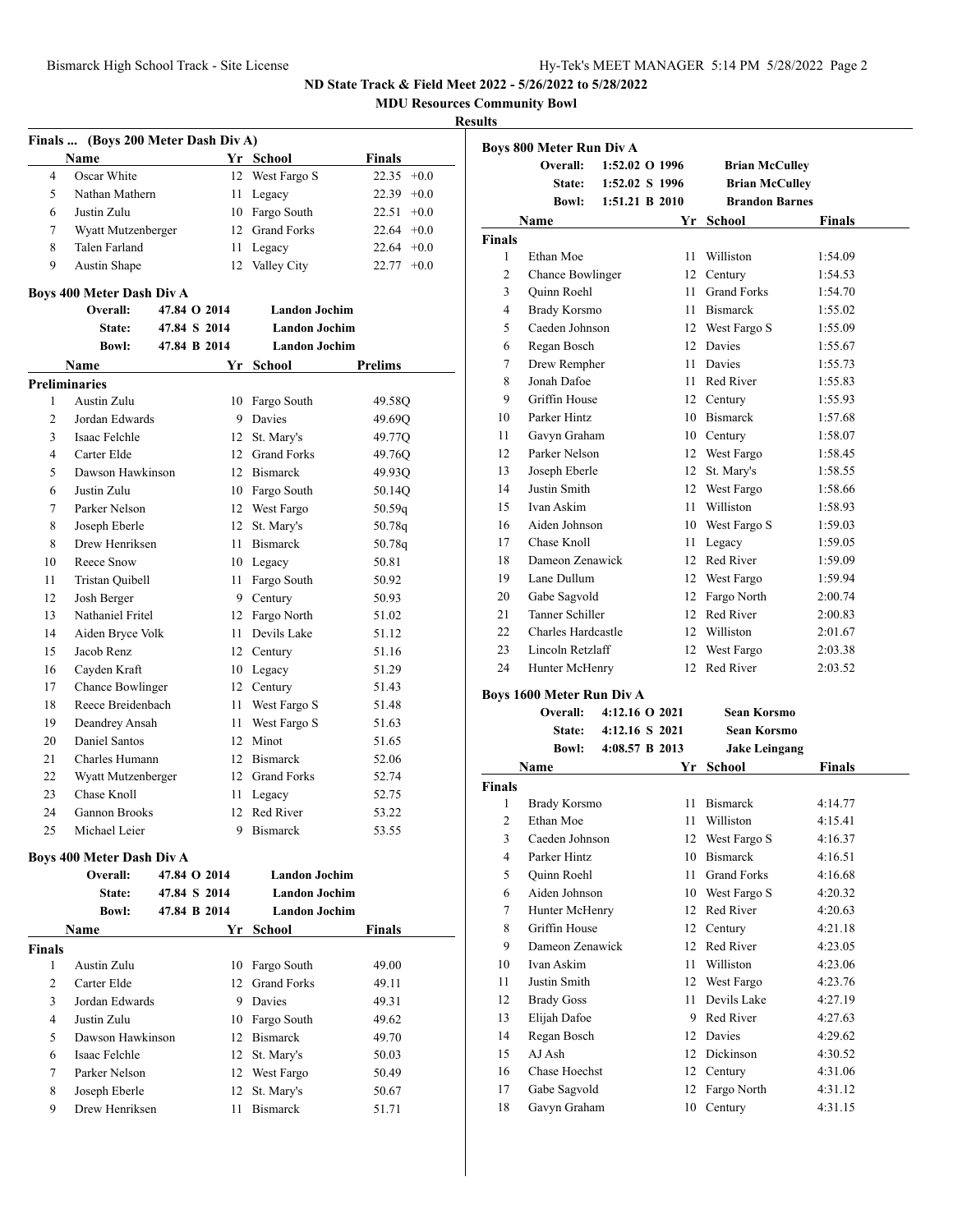ND State Track & Field Meet 2022 - 5/26/2022 to 5/28/2022

MDU Resources Community Bowl

Results

### Finals ... (Boys 200 Meter Dash Div A)

| | Name | Yr | School | Finals | |
|---|---|---|---|---|---|
| 4 | Oscar White | 12 | West Fargo S | 22.35 | +0.0 |
| 5 | Nathan Mathern | 11 | Legacy | 22.39 | +0.0 |
| 6 | Justin Zulu | 10 | Fargo South | 22.51 | +0.0 |
| 7 | Wyatt Mutzenberger | 12 | Grand Forks | 22.64 | +0.0 |
| 8 | Talen Farland | 11 | Legacy | 22.64 | +0.0 |
| 9 | Austin Shape | 12 | Valley City | 22.77 | +0.0 |

### Boys 400 Meter Dash Div A

| | | |
|---|---|---|
| Overall: | 47.84 O 2014 | Landon Jochim |
| State: | 47.84 S 2014 | Landon Jochim |
| Bowl: | 47.84 B 2014 | Landon Jochim |

**Preliminaries**

| | Name | Yr | School | Prelims |
|---|---|---|---|---|
| 1 | Austin Zulu | 10 | Fargo South | 49.58Q |
| 2 | Jordan Edwards | 9 | Davies | 49.69Q |
| 3 | Isaac Felchle | 12 | St. Mary's | 49.77Q |
| 4 | Carter Elde | 12 | Grand Forks | 49.76Q |
| 5 | Dawson Hawkinson | 12 | Bismarck | 49.93Q |
| 6 | Justin Zulu | 10 | Fargo South | 50.14Q |
| 7 | Parker Nelson | 12 | West Fargo | 50.59q |
| 8 | Joseph Eberle | 12 | St. Mary's | 50.78q |
| 8 | Drew Henriksen | 11 | Bismarck | 50.78q |
| 10 | Reece Snow | 10 | Legacy | 50.81 |
| 11 | Tristan Quibell | 11 | Fargo South | 50.92 |
| 12 | Josh Berger | 9 | Century | 50.93 |
| 13 | Nathaniel Fritel | 12 | Fargo North | 51.02 |
| 14 | Aiden Bryce Volk | 11 | Devils Lake | 51.12 |
| 15 | Jacob Renz | 12 | Century | 51.16 |
| 16 | Cayden Kraft | 10 | Legacy | 51.29 |
| 17 | Chance Bowlinger | 12 | Century | 51.43 |
| 18 | Reece Breidenbach | 11 | West Fargo S | 51.48 |
| 19 | Deandrey Ansah | 11 | West Fargo S | 51.63 |
| 20 | Daniel Santos | 12 | Minot | 51.65 |
| 21 | Charles Humann | 12 | Bismarck | 52.06 |
| 22 | Wyatt Mutzenberger | 12 | Grand Forks | 52.74 |
| 23 | Chase Knoll | 11 | Legacy | 52.75 |
| 24 | Gannon Brooks | 12 | Red River | 53.22 |
| 25 | Michael Leier | 9 | Bismarck | 53.55 |

### Boys 400 Meter Dash Div A

| | | |
|---|---|---|
| Overall: | 47.84 O 2014 | Landon Jochim |
| State: | 47.84 S 2014 | Landon Jochim |
| Bowl: | 47.84 B 2014 | Landon Jochim |

**Finals**

| | Name | Yr | School | Finals |
|---|---|---|---|---|
| 1 | Austin Zulu | 10 | Fargo South | 49.00 |
| 2 | Carter Elde | 12 | Grand Forks | 49.11 |
| 3 | Jordan Edwards | 9 | Davies | 49.31 |
| 4 | Justin Zulu | 10 | Fargo South | 49.62 |
| 5 | Dawson Hawkinson | 12 | Bismarck | 49.70 |
| 6 | Isaac Felchle | 12 | St. Mary's | 50.03 |
| 7 | Parker Nelson | 12 | West Fargo | 50.49 |
| 8 | Joseph Eberle | 12 | St. Mary's | 50.67 |
| 9 | Drew Henriksen | 11 | Bismarck | 51.71 |

### Boys 800 Meter Run Div A

| | | |
|---|---|---|
| Overall: | 1:52.02 O 1996 | Brian McCulley |
| State: | 1:52.02 S 1996 | Brian McCulley |
| Bowl: | 1:51.21 B 2010 | Brandon Barnes |

**Finals**

| | Name | Yr | School | Finals |
|---|---|---|---|---|
| 1 | Ethan Moe | 11 | Williston | 1:54.09 |
| 2 | Chance Bowlinger | 12 | Century | 1:54.53 |
| 3 | Quinn Roehl | 11 | Grand Forks | 1:54.70 |
| 4 | Brady Korsmo | 11 | Bismarck | 1:55.02 |
| 5 | Caeden Johnson | 12 | West Fargo S | 1:55.09 |
| 6 | Regan Bosch | 12 | Davies | 1:55.67 |
| 7 | Drew Rempher | 11 | Davies | 1:55.73 |
| 8 | Jonah Dafoe | 11 | Red River | 1:55.83 |
| 9 | Griffin House | 12 | Century | 1:55.93 |
| 10 | Parker Hintz | 10 | Bismarck | 1:57.68 |
| 11 | Gavyn Graham | 10 | Century | 1:58.07 |
| 12 | Parker Nelson | 12 | West Fargo | 1:58.45 |
| 13 | Joseph Eberle | 12 | St. Mary's | 1:58.55 |
| 14 | Justin Smith | 12 | West Fargo | 1:58.66 |
| 15 | Ivan Askim | 11 | Williston | 1:58.93 |
| 16 | Aiden Johnson | 10 | West Fargo S | 1:59.03 |
| 17 | Chase Knoll | 11 | Legacy | 1:59.05 |
| 18 | Dameon Zenawick | 12 | Red River | 1:59.09 |
| 19 | Lane Dullum | 12 | West Fargo | 1:59.94 |
| 20 | Gabe Sagvold | 12 | Fargo North | 2:00.74 |
| 21 | Tanner Schiller | 12 | Red River | 2:00.83 |
| 22 | Charles Hardcastle | 12 | Williston | 2:01.67 |
| 23 | Lincoln Retzlaff | 12 | West Fargo | 2:03.38 |
| 24 | Hunter McHenry | 12 | Red River | 2:03.52 |

### Boys 1600 Meter Run Div A

| | | |
|---|---|---|
| Overall: | 4:12.16 O 2021 | Sean Korsmo |
| State: | 4:12.16 S 2021 | Sean Korsmo |
| Bowl: | 4:08.57 B 2013 | Jake Leingang |

**Finals**

| | Name | Yr | School | Finals |
|---|---|---|---|---|
| 1 | Brady Korsmo | 11 | Bismarck | 4:14.77 |
| 2 | Ethan Moe | 11 | Williston | 4:15.41 |
| 3 | Caeden Johnson | 12 | West Fargo S | 4:16.37 |
| 4 | Parker Hintz | 10 | Bismarck | 4:16.51 |
| 5 | Quinn Roehl | 11 | Grand Forks | 4:16.68 |
| 6 | Aiden Johnson | 10 | West Fargo S | 4:20.32 |
| 7 | Hunter McHenry | 12 | Red River | 4:20.63 |
| 8 | Griffin House | 12 | Century | 4:21.18 |
| 9 | Dameon Zenawick | 12 | Red River | 4:23.05 |
| 10 | Ivan Askim | 11 | Williston | 4:23.06 |
| 11 | Justin Smith | 12 | West Fargo | 4:23.76 |
| 12 | Brady Goss | 11 | Devils Lake | 4:27.19 |
| 13 | Elijah Dafoe | 9 | Red River | 4:27.63 |
| 14 | Regan Bosch | 12 | Davies | 4:29.62 |
| 15 | AJ Ash | 12 | Dickinson | 4:30.52 |
| 16 | Chase Hoechst | 12 | Century | 4:31.06 |
| 17 | Gabe Sagvold | 12 | Fargo North | 4:31.12 |
| 18 | Gavyn Graham | 10 | Century | 4:31.15 |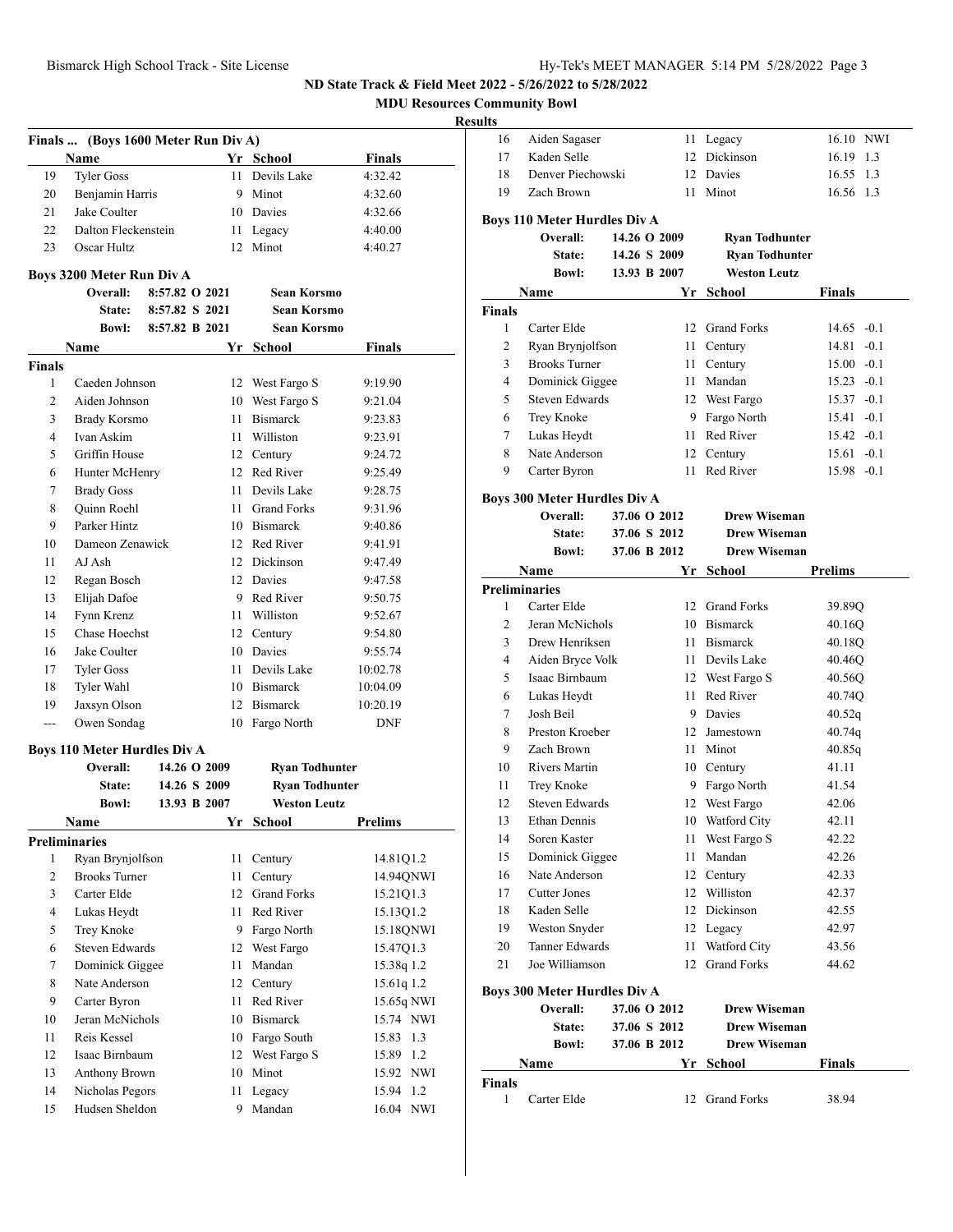ND State Track & Field Meet 2022 - 5/26/2022 to 5/28/2022

MDU Resources Community Bowl

Results

### Finals ... (Boys 1600 Meter Run Div A)

| | Name | Yr | School | Finals |
|---|---|---|---|---|
| 19 | Tyler Goss | 11 | Devils Lake | 4:32.42 |
| 20 | Benjamin Harris | 9 | Minot | 4:32.60 |
| 21 | Jake Coulter | 10 | Davies | 4:32.66 |
| 22 | Dalton Fleckenstein | 11 | Legacy | 4:40.00 |
| 23 | Oscar Hultz | 12 | Minot | 4:40.27 |

### Boys 3200 Meter Run Div A

Overall: 8:57.82 O 2021 Sean Korsmo
State: 8:57.82 S 2021 Sean Korsmo
Bowl: 8:57.82 B 2021 Sean Korsmo

**Finals**

| | Name | Yr | School | Finals |
|---|---|---|---|---|
| 1 | Caeden Johnson | 12 | West Fargo S | 9:19.90 |
| 2 | Aiden Johnson | 10 | West Fargo S | 9:21.04 |
| 3 | Brady Korsmo | 11 | Bismarck | 9:23.83 |
| 4 | Ivan Askim | 11 | Williston | 9:23.91 |
| 5 | Griffin House | 12 | Century | 9:24.72 |
| 6 | Hunter McHenry | 12 | Red River | 9:25.49 |
| 7 | Brady Goss | 11 | Devils Lake | 9:28.75 |
| 8 | Quinn Roehl | 11 | Grand Forks | 9:31.96 |
| 9 | Parker Hintz | 10 | Bismarck | 9:40.86 |
| 10 | Dameon Zenawick | 12 | Red River | 9:41.91 |
| 11 | AJ Ash | 12 | Dickinson | 9:47.49 |
| 12 | Regan Bosch | 12 | Davies | 9:47.58 |
| 13 | Elijah Dafoe | 9 | Red River | 9:50.75 |
| 14 | Fynn Krenz | 11 | Williston | 9:52.67 |
| 15 | Chase Hoechst | 12 | Century | 9:54.80 |
| 16 | Jake Coulter | 10 | Davies | 9:55.74 |
| 17 | Tyler Goss | 11 | Devils Lake | 10:02.78 |
| 18 | Tyler Wahl | 10 | Bismarck | 10:04.09 |
| 19 | Jaxsyn Olson | 12 | Bismarck | 10:20.19 |
| --- | Owen Sondag | 10 | Fargo North | DNF |

### Boys 110 Meter Hurdles Div A

Overall: 14.26 O 2009 Ryan Todhunter
State: 14.26 S 2009 Ryan Todhunter
Bowl: 13.93 B 2007 Weston Leutz

**Preliminaries**

| | Name | Yr | School | Prelims | Wind |
|---|---|---|---|---|---|
| 1 | Ryan Brynjolfson | 11 | Century | 14.81Q | 1.2 |
| 2 | Brooks Turner | 11 | Century | 14.94Q | NWI |
| 3 | Carter Elde | 12 | Grand Forks | 15.21Q | 1.3 |
| 4 | Lukas Heydt | 11 | Red River | 15.13Q | 1.2 |
| 5 | Trey Knoke | 9 | Fargo North | 15.18Q | NWI |
| 6 | Steven Edwards | 12 | West Fargo | 15.47Q | 1.3 |
| 7 | Dominick Giggee | 11 | Mandan | 15.38q | 1.2 |
| 8 | Nate Anderson | 12 | Century | 15.61q | 1.2 |
| 9 | Carter Byron | 11 | Red River | 15.65q | NWI |
| 10 | Jeran McNichols | 10 | Bismarck | 15.74 | NWI |
| 11 | Reis Kessel | 10 | Fargo South | 15.83 | 1.3 |
| 12 | Isaac Birnbaum | 12 | West Fargo S | 15.89 | 1.2 |
| 13 | Anthony Brown | 10 | Minot | 15.92 | NWI |
| 14 | Nicholas Pegors | 11 | Legacy | 15.94 | 1.2 |
| 15 | Hudsen Sheldon | 9 | Mandan | 16.04 | NWI |
| 16 | Aiden Sagaser | 11 | Legacy | 16.10 | NWI |
| 17 | Kaden Selle | 12 | Dickinson | 16.19 | 1.3 |
| 18 | Denver Piechowski | 12 | Davies | 16.55 | 1.3 |
| 19 | Zach Brown | 11 | Minot | 16.56 | 1.3 |

### Boys 110 Meter Hurdles Div A

Overall: 14.26 O 2009 Ryan Todhunter
State: 14.26 S 2009 Ryan Todhunter
Bowl: 13.93 B 2007 Weston Leutz

**Finals**

| | Name | Yr | School | Finals | Wind |
|---|---|---|---|---|---|
| 1 | Carter Elde | 12 | Grand Forks | 14.65 | -0.1 |
| 2 | Ryan Brynjolfson | 11 | Century | 14.81 | -0.1 |
| 3 | Brooks Turner | 11 | Century | 15.00 | -0.1 |
| 4 | Dominick Giggee | 11 | Mandan | 15.23 | -0.1 |
| 5 | Steven Edwards | 12 | West Fargo | 15.37 | -0.1 |
| 6 | Trey Knoke | 9 | Fargo North | 15.41 | -0.1 |
| 7 | Lukas Heydt | 11 | Red River | 15.42 | -0.1 |
| 8 | Nate Anderson | 12 | Century | 15.61 | -0.1 |
| 9 | Carter Byron | 11 | Red River | 15.98 | -0.1 |

### Boys 300 Meter Hurdles Div A

Overall: 37.06 O 2012 Drew Wiseman
State: 37.06 S 2012 Drew Wiseman
Bowl: 37.06 B 2012 Drew Wiseman

**Preliminaries**

| | Name | Yr | School | Prelims |
|---|---|---|---|---|
| 1 | Carter Elde | 12 | Grand Forks | 39.89Q |
| 2 | Jeran McNichols | 10 | Bismarck | 40.16Q |
| 3 | Drew Henriksen | 11 | Bismarck | 40.18Q |
| 4 | Aiden Bryce Volk | 11 | Devils Lake | 40.46Q |
| 5 | Isaac Birnbaum | 12 | West Fargo S | 40.56Q |
| 6 | Lukas Heydt | 11 | Red River | 40.74Q |
| 7 | Josh Beil | 9 | Davies | 40.52q |
| 8 | Preston Kroeber | 12 | Jamestown | 40.74q |
| 9 | Zach Brown | 11 | Minot | 40.85q |
| 10 | Rivers Martin | 10 | Century | 41.11 |
| 11 | Trey Knoke | 9 | Fargo North | 41.54 |
| 12 | Steven Edwards | 12 | West Fargo | 42.06 |
| 13 | Ethan Dennis | 10 | Watford City | 42.11 |
| 14 | Soren Kaster | 11 | West Fargo S | 42.22 |
| 15 | Dominick Giggee | 11 | Mandan | 42.26 |
| 16 | Nate Anderson | 12 | Century | 42.33 |
| 17 | Cutter Jones | 12 | Williston | 42.37 |
| 18 | Kaden Selle | 12 | Dickinson | 42.55 |
| 19 | Weston Snyder | 12 | Legacy | 42.97 |
| 20 | Tanner Edwards | 11 | Watford City | 43.56 |
| 21 | Joe Williamson | 12 | Grand Forks | 44.62 |

### Boys 300 Meter Hurdles Div A

Overall: 37.06 O 2012 Drew Wiseman
State: 37.06 S 2012 Drew Wiseman
Bowl: 37.06 B 2012 Drew Wiseman

**Finals**

| | Name | Yr | School | Finals |
|---|---|---|---|---|
| 1 | Carter Elde | 12 | Grand Forks | 38.94 |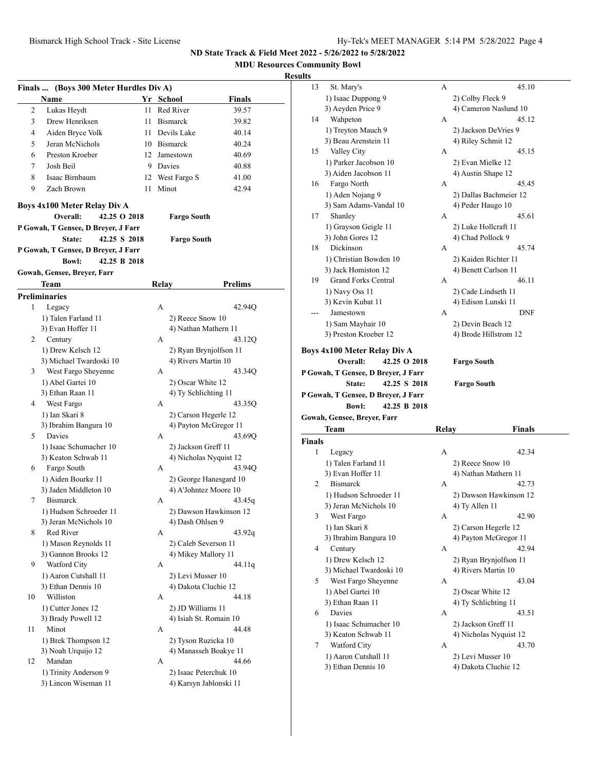## ND State Track & Field Meet 2022 - 5/26/2022 to 5/28/2022

### MDU Resources Community Bowl

### Results

**Finals ... (Boys 300 Meter Hurdles Div A)**

| | Name | Yr | School | Finals |
|---|---|---|---|---|
| 2 | Lukas Heydt | 11 | Red River | 39.57 |
| 3 | Drew Henriksen | 11 | Bismarck | 39.82 |
| 4 | Aiden Bryce Volk | 11 | Devils Lake | 40.14 |
| 5 | Jeran McNichols | 10 | Bismarck | 40.24 |
| 6 | Preston Kroeber | 12 | Jamestown | 40.69 |
| 7 | Josh Beil | 9 | Davies | 40.88 |
| 8 | Isaac Birnbaum | 12 | West Fargo S | 41.00 |
| 9 | Zach Brown | 11 | Minot | 42.94 |

**Boys 4x100 Meter Relay Div A**

Overall: 42.25 O 2018 Fargo South
P Gowah, T Gensee, D Breyer, J Farr
State: 42.25 S 2018 Fargo South
P Gowah, T Gensee, D Breyer, J Farr
Bowl: 42.25 B 2018
Gowah, Gensee, Breyer, Farr

**Preliminaries**

| | Team | Relay | Prelims |
|---|---|---|---|
| 1 | Legacy | A | 42.94Q |
| | 1) Talen Farland 11, 2) Reece Snow 10, 3) Evan Hoffer 11, 4) Nathan Mathern 11 | | |
| 2 | Century | A | 43.12Q |
| | 1) Drew Kelsch 12, 2) Ryan Brynjolfson 11, 3) Michael Twardoski 10, 4) Rivers Martin 10 | | |
| 3 | West Fargo Sheyenne | A | 43.34Q |
| | 1) Abel Gartei 10, 2) Oscar White 12, 3) Ethan Raan 11, 4) Ty Schlichting 11 | | |
| 4 | West Fargo | A | 43.35Q |
| | 1) Ian Skari 8, 2) Carson Hegerle 12, 3) Ibrahim Bangura 10, 4) Payton McGregor 11 | | |
| 5 | Davies | A | 43.69Q |
| | 1) Isaac Schumacher 10, 2) Jackson Greff 11, 3) Keaton Schwab 11, 4) Nicholas Nyquist 12 | | |
| 6 | Fargo South | A | 43.94Q |
| | 1) Aiden Bourke 11, 2) George Hanesgard 10, 3) Jaden Middleton 10, 4) A'Johntez Moore 10 | | |
| 7 | Bismarck | A | 43.45q |
| | 1) Hudson Schroeder 11, 2) Dawson Hawkinson 12, 3) Jeran McNichols 10, 4) Dash Ohlsen 9 | | |
| 8 | Red River | A | 43.92q |
| | 1) Mason Reynolds 11, 2) Caleb Severson 11, 3) Gannon Brooks 12, 4) Mikey Mallory 11 | | |
| 9 | Watford City | A | 44.11q |
| | 1) Aaron Cutshall 11, 2) Levi Musser 10, 3) Ethan Dennis 10, 4) Dakota Cluchie 12 | | |
| 10 | Williston | A | 44.18 |
| | 1) Cutter Jones 12, 2) JD Williams 11, 3) Brady Powell 12, 4) Isiah St. Romain 10 | | |
| 11 | Minot | A | 44.48 |
| | 1) Brek Thompson 12, 2) Tyson Ruzicka 10, 3) Noah Urquijo 12, 4) Manasseh Boakye 11 | | |
| 12 | Mandan | A | 44.66 |
| | 1) Trinity Anderson 9, 2) Isaac Peterchuk 10, 3) Lincon Wiseman 11, 4) Karsyn Jablonski 11 | | |
| 13 | St. Mary's | A | 45.10 |
| | 1) Isaac Duppong 9, 2) Colby Fleck 9, 3) Aeyden Price 9, 4) Cameron Naslund 10 | | |
| 14 | Wahpeton | A | 45.12 |
| | 1) Treyton Mauch 9, 2) Jackson DeVries 9, 3) Beau Arenstein 11, 4) Riley Schmit 12 | | |
| 15 | Valley City | A | 45.15 |
| | 1) Parker Jacobson 10, 2) Evan Mielke 12, 3) Aiden Jacobson 11, 4) Austin Shape 12 | | |
| 16 | Fargo North | A | 45.45 |
| | 1) Aden Nojang 9, 2) Dallas Bachmeier 12, 3) Sam Adams-Vandal 10, 4) Peder Haugo 10 | | |
| 17 | Shanley | A | 45.61 |
| | 1) Grayson Geigle 11, 2) Luke Hollcraft 11, 3) John Gores 12, 4) Chad Pollock 9 | | |
| 18 | Dickinson | A | 45.74 |
| | 1) Christian Bowden 10, 2) Kaiden Richter 11, 3) Jack Homiston 12, 4) Benett Carlson 11 | | |
| 19 | Grand Forks Central | A | 46.11 |
| | 1) Navy Oss 11, 2) Cade Lindseth 11, 3) Kevin Kubat 11, 4) Edison Lunski 11 | | |
| --- | Jamestown | A | DNF |
| | 1) Sam Mayhair 10, 2) Devin Beach 12, 3) Preston Kroeber 12, 4) Brode Hillstrom 12 | | |

**Boys 4x100 Meter Relay Div A**

Overall: 42.25 O 2018 Fargo South
P Gowah, T Gensee, D Breyer, J Farr
State: 42.25 S 2018 Fargo South
P Gowah, T Gensee, D Breyer, J Farr
Bowl: 42.25 B 2018
Gowah, Gensee, Breyer, Farr

**Finals**

| | Team | Relay | Finals |
|---|---|---|---|
| 1 | Legacy | A | 42.34 |
| | 1) Talen Farland 11, 2) Reece Snow 10, 3) Evan Hoffer 11, 4) Nathan Mathern 11 | | |
| 2 | Bismarck | A | 42.73 |
| | 1) Hudson Schroeder 11, 2) Dawson Hawkinson 12, 3) Jeran McNichols 10, 4) Ty Allen 11 | | |
| 3 | West Fargo | A | 42.90 |
| | 1) Ian Skari 8, 2) Carson Hegerle 12, 3) Ibrahim Bangura 10, 4) Payton McGregor 11 | | |
| 4 | Century | A | 42.94 |
| | 1) Drew Kelsch 12, 2) Ryan Brynjolfson 11, 3) Michael Twardoski 10, 4) Rivers Martin 10 | | |
| 5 | West Fargo Sheyenne | A | 43.04 |
| | 1) Abel Gartei 10, 2) Oscar White 12, 3) Ethan Raan 11, 4) Ty Schlichting 11 | | |
| 6 | Davies | A | 43.51 |
| | 1) Isaac Schumacher 10, 2) Jackson Greff 11, 3) Keaton Schwab 11, 4) Nicholas Nyquist 12 | | |
| 7 | Watford City | A | 43.70 |
| | 1) Aaron Cutshall 11, 2) Levi Musser 10, 3) Ethan Dennis 10, 4) Dakota Cluchie 12 | | |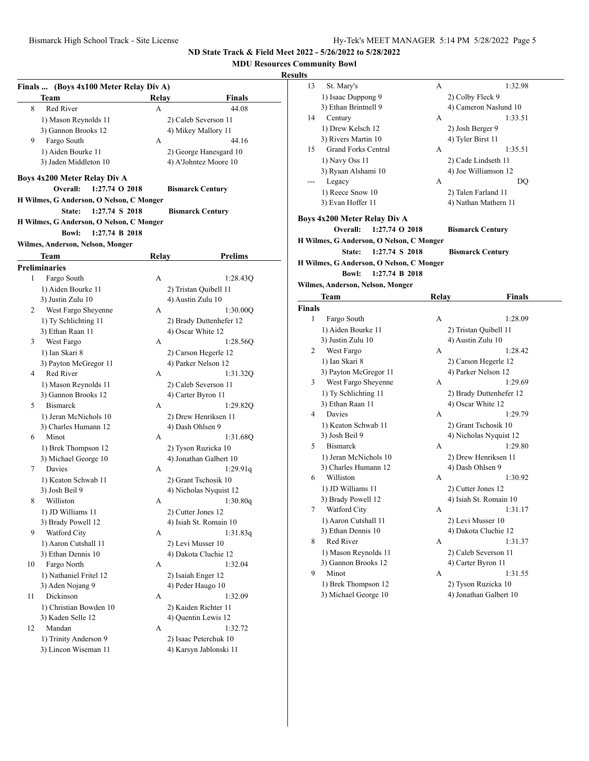**ND State Track & Field Meet 2022 - 5/26/2022 to 5/28/2022**

**MDU Resources Community Bowl**

**Results**

### Finals ... (Boys 4x100 Meter Relay Div A)

| | Team | Relay | Finals |
|---|---|---|---|
| 8 | Red River | A | 44.08 |
| | 1) Mason Reynolds 11 | 2) Caleb Severson 11 | |
| | 3) Gannon Brooks 12 | 4) Mikey Mallory 11 | |
| 9 | Fargo South | A | 44.16 |
| | 1) Aiden Bourke 11 | 2) George Hanesgard 10 | |
| | 3) Jaden Middleton 10 | 4) A'Johntez Moore 10 | |

### Boys 4x200 Meter Relay Div A

**Overall:** 1:27.74 O 2018 **Bismarck Century**
**H Wilmes, G Anderson, O Nelson, C Monger**
**State:** 1:27.74 S 2018 **Bismarck Century**
**H Wilmes, G Anderson, O Nelson, C Monger**
**Bowl:** 1:27.74 B 2018
**Wilmes, Anderson, Nelson, Monger**

**Preliminaries**

| | Team | Relay | Prelims |
|---|---|---|---|
| 1 | Fargo South | A | 1:28.43Q |
| | 1) Aiden Bourke 11 | 2) Tristan Quibell 11 | |
| | 3) Justin Zulu 10 | 4) Austin Zulu 10 | |
| 2 | West Fargo Sheyenne | A | 1:30.00Q |
| | 1) Ty Schlichting 11 | 2) Brady Duttenhefer 12 | |
| | 3) Ethan Raan 11 | 4) Oscar White 12 | |
| 3 | West Fargo | A | 1:28.56Q |
| | 1) Ian Skari 8 | 2) Carson Hegerle 12 | |
| | 3) Payton McGregor 11 | 4) Parker Nelson 12 | |
| 4 | Red River | A | 1:31.32Q |
| | 1) Mason Reynolds 11 | 2) Caleb Severson 11 | |
| | 3) Gannon Brooks 12 | 4) Carter Byron 11 | |
| 5 | Bismarck | A | 1:29.82Q |
| | 1) Jeran McNichols 10 | 2) Drew Henriksen 11 | |
| | 3) Charles Humann 12 | 4) Dash Ohlsen 9 | |
| 6 | Minot | A | 1:31.68Q |
| | 1) Brek Thompson 12 | 2) Tyson Ruzicka 10 | |
| | 3) Michael George 10 | 4) Jonathan Galbert 10 | |
| 7 | Davies | A | 1:29.91q |
| | 1) Keaton Schwab 11 | 2) Grant Tschosik 10 | |
| | 3) Josh Beil 9 | 4) Nicholas Nyquist 12 | |
| 8 | Williston | A | 1:30.80q |
| | 1) JD Williams 11 | 2) Cutter Jones 12 | |
| | 3) Brady Powell 12 | 4) Isiah St. Romain 10 | |
| 9 | Watford City | A | 1:31.83q |
| | 1) Aaron Cutshall 11 | 2) Levi Musser 10 | |
| | 3) Ethan Dennis 10 | 4) Dakota Cluchie 12 | |
| 10 | Fargo North | A | 1:32.04 |
| | 1) Nathaniel Fritel 12 | 2) Isaiah Enger 12 | |
| | 3) Aden Nojang 9 | 4) Peder Haugo 10 | |
| 11 | Dickinson | A | 1:32.09 |
| | 1) Christian Bowden 10 | 2) Kaiden Richter 11 | |
| | 3) Kaden Selle 12 | 4) Quentin Lewis 12 | |
| 12 | Mandan | A | 1:32.72 |
| | 1) Trinity Anderson 9 | 2) Isaac Peterchuk 10 | |
| | 3) Lincon Wiseman 11 | 4) Karsyn Jablonski 11 | |
| 13 | St. Mary's | A | 1:32.98 |
| | 1) Isaac Duppong 9 | 2) Colby Fleck 9 | |
| | 3) Ethan Brintnell 9 | 4) Cameron Naslund 10 | |
| 14 | Century | A | 1:33.51 |
| | 1) Drew Kelsch 12 | 2) Josh Berger 9 | |
| | 3) Rivers Martin 10 | 4) Tyler Birst 11 | |
| 15 | Grand Forks Central | A | 1:35.51 |
| | 1) Navy Oss 11 | 2) Cade Lindseth 11 | |
| | 3) Ryaan Alshami 10 | 4) Joe Williamson 12 | |
| --- | Legacy | A | DQ |
| | 1) Reece Snow 10 | 2) Talen Farland 11 | |
| | 3) Evan Hoffer 11 | 4) Nathan Mathern 11 | |

### Boys 4x200 Meter Relay Div A

**Overall:** 1:27.74 O 2018 **Bismarck Century**
**H Wilmes, G Anderson, O Nelson, C Monger**
**State:** 1:27.74 S 2018 **Bismarck Century**
**H Wilmes, G Anderson, O Nelson, C Monger**
**Bowl:** 1:27.74 B 2018
**Wilmes, Anderson, Nelson, Monger**

**Finals**

| | Team | Relay | Finals |
|---|---|---|---|
| 1 | Fargo South | A | 1:28.09 |
| | 1) Aiden Bourke 11 | 2) Tristan Quibell 11 | |
| | 3) Justin Zulu 10 | 4) Austin Zulu 10 | |
| 2 | West Fargo | A | 1:28.42 |
| | 1) Ian Skari 8 | 2) Carson Hegerle 12 | |
| | 3) Payton McGregor 11 | 4) Parker Nelson 12 | |
| 3 | West Fargo Sheyenne | A | 1:29.69 |
| | 1) Ty Schlichting 11 | 2) Brady Duttenhefer 12 | |
| | 3) Ethan Raan 11 | 4) Oscar White 12 | |
| 4 | Davies | A | 1:29.79 |
| | 1) Keaton Schwab 11 | 2) Grant Tschosik 10 | |
| | 3) Josh Beil 9 | 4) Nicholas Nyquist 12 | |
| 5 | Bismarck | A | 1:29.80 |
| | 1) Jeran McNichols 10 | 2) Drew Henriksen 11 | |
| | 3) Charles Humann 12 | 4) Dash Ohlsen 9 | |
| 6 | Williston | A | 1:30.92 |
| | 1) JD Williams 11 | 2) Cutter Jones 12 | |
| | 3) Brady Powell 12 | 4) Isiah St. Romain 10 | |
| 7 | Watford City | A | 1:31.17 |
| | 1) Aaron Cutshall 11 | 2) Levi Musser 10 | |
| | 3) Ethan Dennis 10 | 4) Dakota Cluchie 12 | |
| 8 | Red River | A | 1:31.37 |
| | 1) Mason Reynolds 11 | 2) Caleb Severson 11 | |
| | 3) Gannon Brooks 12 | 4) Carter Byron 11 | |
| 9 | Minot | A | 1:31.55 |
| | 1) Brek Thompson 12 | 2) Tyson Ruzicka 10 | |
| | 3) Michael George 10 | 4) Jonathan Galbert 10 | |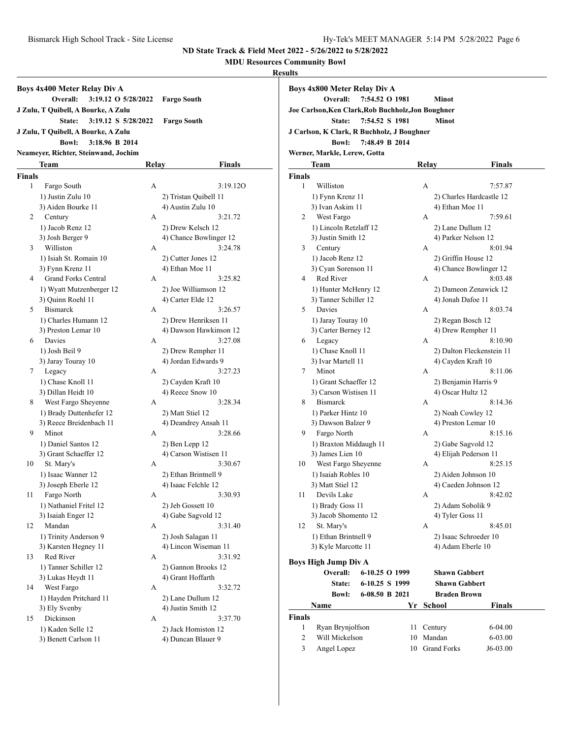## ND State Track & Field Meet 2022 - 5/26/2022 to 5/28/2022

**MDU Resources Community Bowl**

**Results**

### Boys 4x400 Meter Relay Div A

**Overall:** 3:19.12 O 5/28/2022 **Fargo South**
J Zulu, T Quibell, A Bourke, A Zulu
**State:** 3:19.12 S 5/28/2022 **Fargo South**
J Zulu, T Quibell, A Bourke, A Zulu
**Bowl:** 3:18.96 B 2014
Neameyer, Richter, Steinwand, Jochim

| | Team | Relay | Finals |
|---|---|---|---|
| **Finals** | | | |
| 1 | Fargo South | A | 3:19.12O |
| | 1) Justin Zulu 10 | 2) Tristan Quibell 11 | |
| | 3) Aiden Bourke 11 | 4) Austin Zulu 10 | |
| 2 | Century | A | 3:21.72 |
| | 1) Jacob Renz 12 | 2) Drew Kelsch 12 | |
| | 3) Josh Berger 9 | 4) Chance Bowlinger 12 | |
| 3 | Williston | A | 3:24.78 |
| | 1) Isiah St. Romain 10 | 2) Cutter Jones 12 | |
| | 3) Fynn Krenz 11 | 4) Ethan Moe 11 | |
| 4 | Grand Forks Central | A | 3:25.82 |
| | 1) Wyatt Mutzenberger 12 | 2) Joe Williamson 12 | |
| | 3) Quinn Roehl 11 | 4) Carter Elde 12 | |
| 5 | Bismarck | A | 3:26.57 |
| | 1) Charles Humann 12 | 2) Drew Henriksen 11 | |
| | 3) Preston Lemar 10 | 4) Dawson Hawkinson 12 | |
| 6 | Davies | A | 3:27.08 |
| | 1) Josh Beil 9 | 2) Drew Rempher 11 | |
| | 3) Jaray Touray 10 | 4) Jordan Edwards 9 | |
| 7 | Legacy | A | 3:27.23 |
| | 1) Chase Knoll 11 | 2) Cayden Kraft 10 | |
| | 3) Dillan Heidt 10 | 4) Reece Snow 10 | |
| 8 | West Fargo Sheyenne | A | 3:28.34 |
| | 1) Brady Duttenhefer 12 | 2) Matt Stiel 12 | |
| | 3) Reece Breidenbach 11 | 4) Deandrey Ansah 11 | |
| 9 | Minot | A | 3:28.66 |
| | 1) Daniel Santos 12 | 2) Ben Lepp 12 | |
| | 3) Grant Schaeffer 12 | 4) Carson Wistisen 11 | |
| 10 | St. Mary's | A | 3:30.67 |
| | 1) Isaac Wanner 12 | 2) Ethan Brintnell 9 | |
| | 3) Joseph Eberle 12 | 4) Isaac Felchle 12 | |
| 11 | Fargo North | A | 3:30.93 |
| | 1) Nathaniel Fritel 12 | 2) Jeb Gossett 10 | |
| | 3) Isaiah Enger 12 | 4) Gabe Sagvold 12 | |
| 12 | Mandan | A | 3:31.40 |
| | 1) Trinity Anderson 9 | 2) Josh Salagan 11 | |
| | 3) Karsten Hegney 11 | 4) Lincon Wiseman 11 | |
| 13 | Red River | A | 3:31.92 |
| | 1) Tanner Schiller 12 | 2) Gannon Brooks 12 | |
| | 3) Lukas Heydt 11 | 4) Grant Hoffarth | |
| 14 | West Fargo | A | 3:32.72 |
| | 1) Hayden Pritchard 11 | 2) Lane Dullum 12 | |
| | 3) Ely Svenby | 4) Justin Smith 12 | |
| 15 | Dickinson | A | 3:37.70 |
| | 1) Kaden Selle 12 | 2) Jack Homiston 12 | |
| | 3) Benett Carlson 11 | 4) Duncan Blauer 9 | |

### Boys 4x800 Meter Relay Div A

**Overall:** 7:54.52 O 1981 **Minot**
Joe Carlson,Ken Clark,Rob Buchholz,Jon Boughner
**State:** 7:54.52 S 1981 **Minot**
J Carlson, K Clark, R Buchholz, J Boughner
**Bowl:** 7:48.49 B 2014
Werner, Markle, Lerew, Gotta

| | Team | Relay | Finals |
|---|---|---|---|
| **Finals** | | | |
| 1 | Williston | A | 7:57.87 |
| | 1) Fynn Krenz 11 | 2) Charles Hardcastle 12 | |
| | 3) Ivan Askim 11 | 4) Ethan Moe 11 | |
| 2 | West Fargo | A | 7:59.61 |
| | 1) Lincoln Retzlaff 12 | 2) Lane Dullum 12 | |
| | 3) Justin Smith 12 | 4) Parker Nelson 12 | |
| 3 | Century | A | 8:01.94 |
| | 1) Jacob Renz 12 | 2) Griffin House 12 | |
| | 3) Cyan Sorenson 11 | 4) Chance Bowlinger 12 | |
| 4 | Red River | A | 8:03.48 |
| | 1) Hunter McHenry 12 | 2) Dameon Zenawick 12 | |
| | 3) Tanner Schiller 12 | 4) Jonah Dafoe 11 | |
| 5 | Davies | A | 8:03.74 |
| | 1) Jaray Touray 10 | 2) Regan Bosch 12 | |
| | 3) Carter Berney 12 | 4) Drew Rempher 11 | |
| 6 | Legacy | A | 8:10.90 |
| | 1) Chase Knoll 11 | 2) Dalton Fleckenstein 11 | |
| | 3) Ivar Martell 11 | 4) Cayden Kraft 10 | |
| 7 | Minot | A | 8:11.06 |
| | 1) Grant Schaeffer 12 | 2) Benjamin Harris 9 | |
| | 3) Carson Wistisen 11 | 4) Oscar Hultz 12 | |
| 8 | Bismarck | A | 8:14.36 |
| | 1) Parker Hintz 10 | 2) Noah Cowley 12 | |
| | 3) Dawson Balzer 9 | 4) Preston Lemar 10 | |
| 9 | Fargo North | A | 8:15.16 |
| | 1) Braxton Middaugh 11 | 2) Gabe Sagvold 12 | |
| | 3) James Lien 10 | 4) Elijah Pederson 11 | |
| 10 | West Fargo Sheyenne | A | 8:25.15 |
| | 1) Isaiah Robles 10 | 2) Aiden Johnson 10 | |
| | 3) Matt Stiel 12 | 4) Caeden Johnson 12 | |
| 11 | Devils Lake | A | 8:42.02 |
| | 1) Brady Goss 11 | 2) Adam Sobolik 9 | |
| | 3) Jacob Shomento 12 | 4) Tyler Goss 11 | |
| 12 | St. Mary's | A | 8:45.01 |
| | 1) Ethan Brintnell 9 | 2) Isaac Schroeder 10 | |
| | 3) Kyle Marcotte 11 | 4) Adam Eberle 10 | |

### Boys High Jump Div A

**Overall:** 6-10.25 O 1999 **Shawn Gabbert**
**State:** 6-10.25 S 1999 **Shawn Gabbert**
**Bowl:** 6-08.50 B 2021 **Braden Brown**

| | Name | Yr | School | Finals |
|---|---|---|---|---|
| **Finals** | | | | |
| 1 | Ryan Brynjolfson | 11 | Century | 6-04.00 |
| 2 | Will Mickelson | 10 | Mandan | 6-03.00 |
| 3 | Angel Lopez | 10 | Grand Forks | J6-03.00 |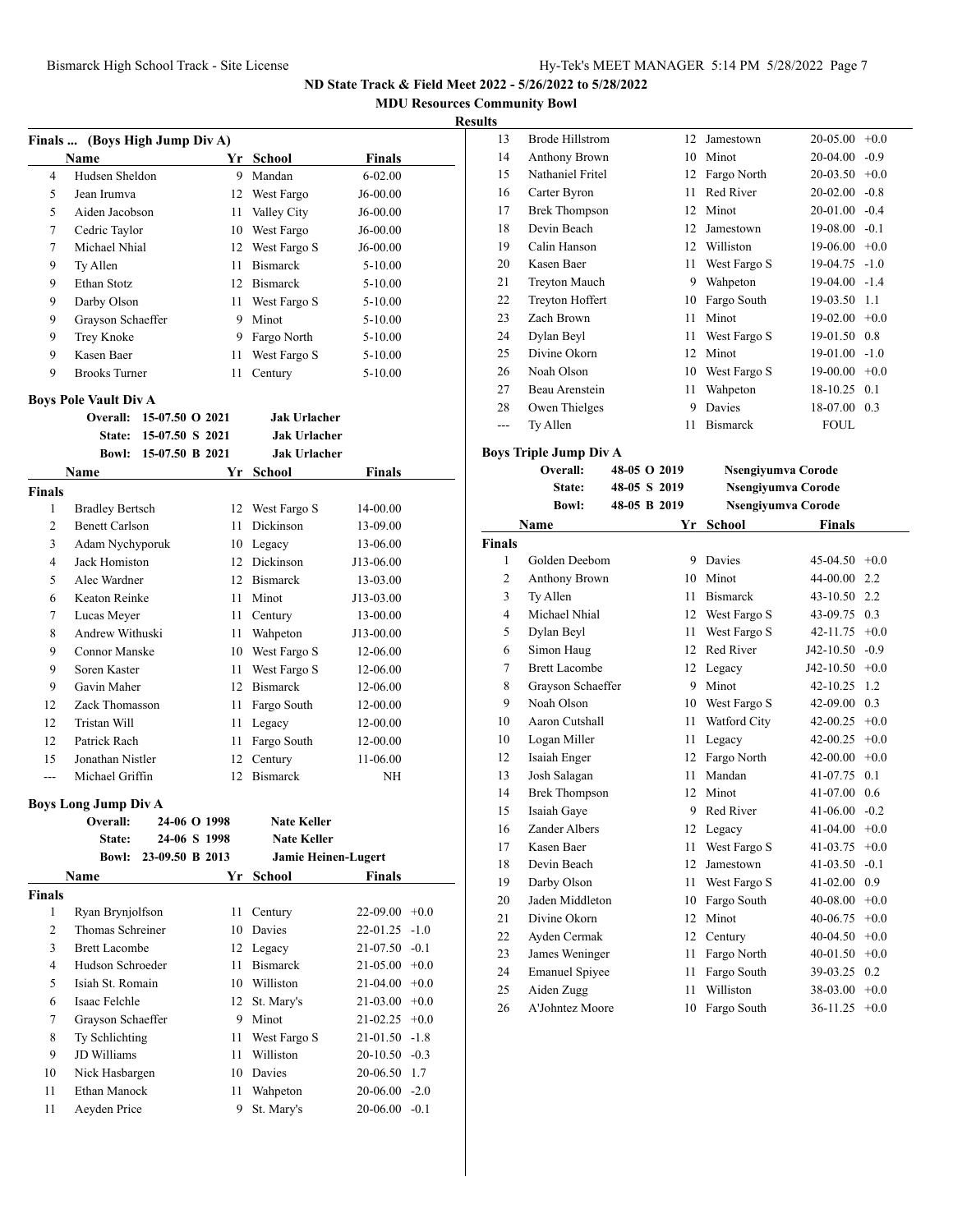## ND State Track & Field Meet 2022 - 5/26/2022 to 5/28/2022

### MDU Resources Community Bowl

### Results

**Finals ... (Boys High Jump Div A)**

| | Name | Yr | School | Finals |
|---|---|---|---|---|
| 4 | Hudsen Sheldon | 9 | Mandan | 6-02.00 |
| 5 | Jean Irumva | 12 | West Fargo | J6-00.00 |
| 5 | Aiden Jacobson | 11 | Valley City | J6-00.00 |
| 7 | Cedric Taylor | 10 | West Fargo | J6-00.00 |
| 7 | Michael Nhial | 12 | West Fargo S | J6-00.00 |
| 9 | Ty Allen | 11 | Bismarck | 5-10.00 |
| 9 | Ethan Stotz | 12 | Bismarck | 5-10.00 |
| 9 | Darby Olson | 11 | West Fargo S | 5-10.00 |
| 9 | Grayson Schaeffer | 9 | Minot | 5-10.00 |
| 9 | Trey Knoke | 9 | Fargo North | 5-10.00 |
| 9 | Kasen Baer | 11 | West Fargo S | 5-10.00 |
| 9 | Brooks Turner | 11 | Century | 5-10.00 |

**Boys Pole Vault Div A**

Overall: 15-07.50 O 2021 Jak Urlacher
State: 15-07.50 S 2021 Jak Urlacher
Bowl: 15-07.50 B 2021 Jak Urlacher

| | Name | Yr | School | Finals |
|---|---|---|---|---|
| **Finals** | | | | |
| 1 | Bradley Bertsch | 12 | West Fargo S | 14-00.00 |
| 2 | Benett Carlson | 11 | Dickinson | 13-09.00 |
| 3 | Adam Nychyporuk | 10 | Legacy | 13-06.00 |
| 4 | Jack Homiston | 12 | Dickinson | J13-06.00 |
| 5 | Alec Wardner | 12 | Bismarck | 13-03.00 |
| 6 | Keaton Reinke | 11 | Minot | J13-03.00 |
| 7 | Lucas Meyer | 11 | Century | 13-00.00 |
| 8 | Andrew Withuski | 11 | Wahpeton | J13-00.00 |
| 9 | Connor Manske | 10 | West Fargo S | 12-06.00 |
| 9 | Soren Kaster | 11 | West Fargo S | 12-06.00 |
| 9 | Gavin Maher | 12 | Bismarck | 12-06.00 |
| 12 | Zack Thomasson | 11 | Fargo South | 12-00.00 |
| 12 | Tristan Will | 11 | Legacy | 12-00.00 |
| 12 | Patrick Rach | 11 | Fargo South | 12-00.00 |
| 15 | Jonathan Nistler | 12 | Century | 11-06.00 |
| --- | Michael Griffin | 12 | Bismarck | NH |

**Boys Long Jump Div A**

Overall: 24-06 O 1998 Nate Keller
State: 24-06 S 1998 Nate Keller
Bowl: 23-09.50 B 2013 Jamie Heinen-Lugert

| | Name | Yr | School | Finals | |
|---|---|---|---|---|---|
| **Finals** | | | | | |
| 1 | Ryan Brynjolfson | 11 | Century | 22-09.00 | +0.0 |
| 2 | Thomas Schreiner | 10 | Davies | 22-01.25 | -1.0 |
| 3 | Brett Lacombe | 12 | Legacy | 21-07.50 | -0.1 |
| 4 | Hudson Schroeder | 11 | Bismarck | 21-05.00 | +0.0 |
| 5 | Isiah St. Romain | 10 | Williston | 21-04.00 | +0.0 |
| 6 | Isaac Felchle | 12 | St. Mary's | 21-03.00 | +0.0 |
| 7 | Grayson Schaeffer | 9 | Minot | 21-02.25 | +0.0 |
| 8 | Ty Schlichting | 11 | West Fargo S | 21-01.50 | -1.8 |
| 9 | JD Williams | 11 | Williston | 20-10.50 | -0.3 |
| 10 | Nick Hasbargen | 10 | Davies | 20-06.50 | 1.7 |
| 11 | Ethan Manock | 11 | Wahpeton | 20-06.00 | -2.0 |
| 11 | Aeyden Price | 9 | St. Mary's | 20-06.00 | -0.1 |
| 13 | Brode Hillstrom | 12 | Jamestown | 20-05.00 | +0.0 |
| 14 | Anthony Brown | 10 | Minot | 20-04.00 | -0.9 |
| 15 | Nathaniel Fritel | 12 | Fargo North | 20-03.50 | +0.0 |
| 16 | Carter Byron | 11 | Red River | 20-02.00 | -0.8 |
| 17 | Brek Thompson | 12 | Minot | 20-01.00 | -0.4 |
| 18 | Devin Beach | 12 | Jamestown | 19-08.00 | -0.1 |
| 19 | Calin Hanson | 12 | Williston | 19-06.00 | +0.0 |
| 20 | Kasen Baer | 11 | West Fargo S | 19-04.75 | -1.0 |
| 21 | Treyton Mauch | 9 | Wahpeton | 19-04.00 | -1.4 |
| 22 | Treyton Hoffert | 10 | Fargo South | 19-03.50 | 1.1 |
| 23 | Zach Brown | 11 | Minot | 19-02.00 | +0.0 |
| 24 | Dylan Beyl | 11 | West Fargo S | 19-01.50 | 0.8 |
| 25 | Divine Okorn | 12 | Minot | 19-01.00 | -1.0 |
| 26 | Noah Olson | 10 | West Fargo S | 19-00.00 | +0.0 |
| 27 | Beau Arenstein | 11 | Wahpeton | 18-10.25 | 0.1 |
| 28 | Owen Thielges | 9 | Davies | 18-07.00 | 0.3 |
| --- | Ty Allen | 11 | Bismarck | FOUL | |

**Boys Triple Jump Div A**

Overall: 48-05 O 2019 Nsengiyumva Corode
State: 48-05 S 2019 Nsengiyumva Corode
Bowl: 48-05 B 2019 Nsengiyumva Corode

| | Name | Yr | School | Finals | |
|---|---|---|---|---|---|
| **Finals** | | | | | |
| 1 | Golden Deebom | 9 | Davies | 45-04.50 | +0.0 |
| 2 | Anthony Brown | 10 | Minot | 44-00.00 | 2.2 |
| 3 | Ty Allen | 11 | Bismarck | 43-10.50 | 2.2 |
| 4 | Michael Nhial | 12 | West Fargo S | 43-09.75 | 0.3 |
| 5 | Dylan Beyl | 11 | West Fargo S | 42-11.75 | +0.0 |
| 6 | Simon Haug | 12 | Red River | J42-10.50 | -0.9 |
| 7 | Brett Lacombe | 12 | Legacy | J42-10.50 | +0.0 |
| 8 | Grayson Schaeffer | 9 | Minot | 42-10.25 | 1.2 |
| 9 | Noah Olson | 10 | West Fargo S | 42-09.00 | 0.3 |
| 10 | Aaron Cutshall | 11 | Watford City | 42-00.25 | +0.0 |
| 10 | Logan Miller | 11 | Legacy | 42-00.25 | +0.0 |
| 12 | Isaiah Enger | 12 | Fargo North | 42-00.00 | +0.0 |
| 13 | Josh Salagan | 11 | Mandan | 41-07.75 | 0.1 |
| 14 | Brek Thompson | 12 | Minot | 41-07.00 | 0.6 |
| 15 | Isaiah Gaye | 9 | Red River | 41-06.00 | -0.2 |
| 16 | Zander Albers | 12 | Legacy | 41-04.00 | +0.0 |
| 17 | Kasen Baer | 11 | West Fargo S | 41-03.75 | +0.0 |
| 18 | Devin Beach | 12 | Jamestown | 41-03.50 | -0.1 |
| 19 | Darby Olson | 11 | West Fargo S | 41-02.00 | 0.9 |
| 20 | Jaden Middleton | 10 | Fargo South | 40-08.00 | +0.0 |
| 21 | Divine Okorn | 12 | Minot | 40-06.75 | +0.0 |
| 22 | Ayden Cermak | 12 | Century | 40-04.50 | +0.0 |
| 23 | James Weninger | 11 | Fargo North | 40-01.50 | +0.0 |
| 24 | Emanuel Spiyee | 11 | Fargo South | 39-03.25 | 0.2 |
| 25 | Aiden Zugg | 11 | Williston | 38-03.00 | +0.0 |
| 26 | A'Johntez Moore | 10 | Fargo South | 36-11.25 | +0.0 |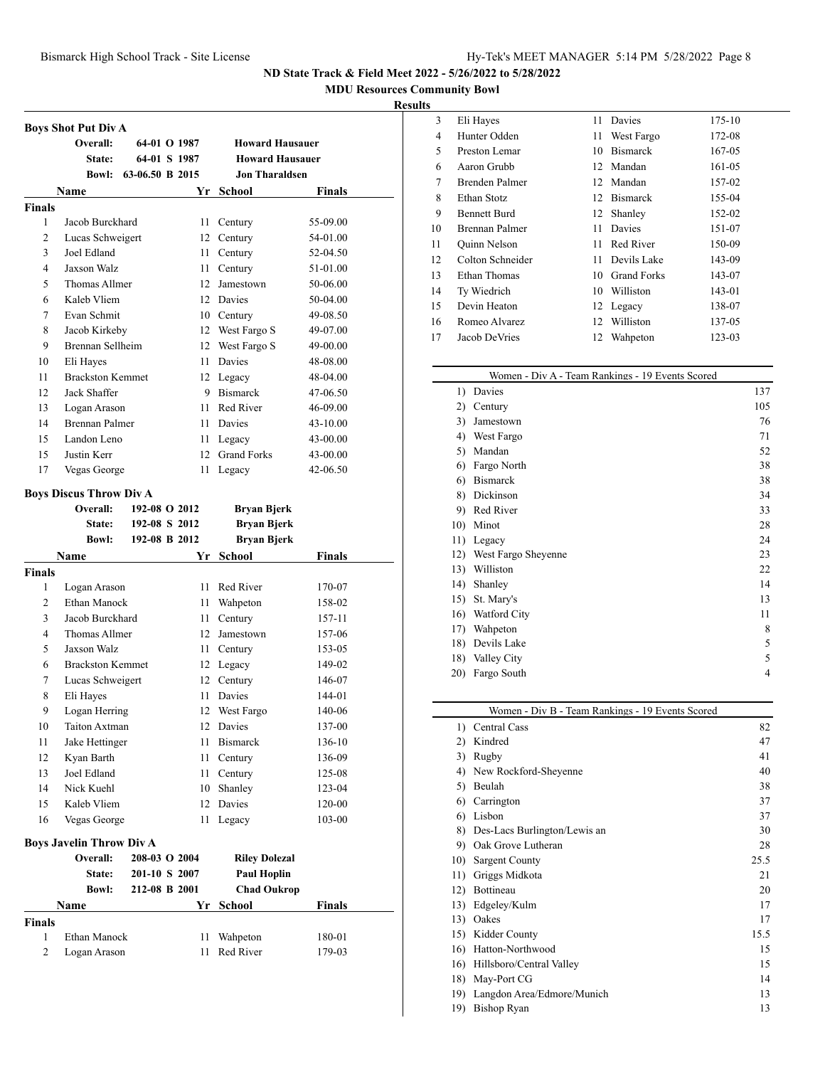ND State Track & Field Meet 2022 - 5/26/2022 to 5/28/2022

MDU Resources Community Bowl

**Results**

### Boys Shot Put Div A

| | | | |
|---|---|---|---|
| Overall: | 64-01 O 1987 | Howard Hausauer | |
| State: | 64-01 S 1987 | Howard Hausauer | |
| Bowl: | 63-06.50 B 2015 | Jon Tharaldsen | |

| | Name | Yr | School | Finals |
|---|---|---|---|---|
| **Finals** | | | | |
| 1 | Jacob Burckhard | 11 | Century | 55-09.00 |
| 2 | Lucas Schweigert | 12 | Century | 54-01.00 |
| 3 | Joel Edland | 11 | Century | 52-04.50 |
| 4 | Jaxson Walz | 11 | Century | 51-01.00 |
| 5 | Thomas Allmer | 12 | Jamestown | 50-06.00 |
| 6 | Kaleb Vliem | 12 | Davies | 50-04.00 |
| 7 | Evan Schmit | 10 | Century | 49-08.50 |
| 8 | Jacob Kirkeby | 12 | West Fargo S | 49-07.00 |
| 9 | Brennan Sellheim | 12 | West Fargo S | 49-00.00 |
| 10 | Eli Hayes | 11 | Davies | 48-08.00 |
| 11 | Brackston Kemmet | 12 | Legacy | 48-04.00 |
| 12 | Jack Shaffer | 9 | Bismarck | 47-06.50 |
| 13 | Logan Arason | 11 | Red River | 46-09.00 |
| 14 | Brennan Palmer | 11 | Davies | 43-10.00 |
| 15 | Landon Leno | 11 | Legacy | 43-00.00 |
| 15 | Justin Kerr | 12 | Grand Forks | 43-00.00 |
| 17 | Vegas George | 11 | Legacy | 42-06.50 |

### Boys Discus Throw Div A

| | | | |
|---|---|---|---|
| Overall: | 192-08 O 2012 | Bryan Bjerk | |
| State: | 192-08 S 2012 | Bryan Bjerk | |
| Bowl: | 192-08 B 2012 | Bryan Bjerk | |

| | Name | Yr | School | Finals |
|---|---|---|---|---|
| **Finals** | | | | |
| 1 | Logan Arason | 11 | Red River | 170-07 |
| 2 | Ethan Manock | 11 | Wahpeton | 158-02 |
| 3 | Jacob Burckhard | 11 | Century | 157-11 |
| 4 | Thomas Allmer | 12 | Jamestown | 157-06 |
| 5 | Jaxson Walz | 11 | Century | 153-05 |
| 6 | Brackston Kemmet | 12 | Legacy | 149-02 |
| 7 | Lucas Schweigert | 12 | Century | 146-07 |
| 8 | Eli Hayes | 11 | Davies | 144-01 |
| 9 | Logan Herring | 12 | West Fargo | 140-06 |
| 10 | Taiton Axtman | 12 | Davies | 137-00 |
| 11 | Jake Hettinger | 11 | Bismarck | 136-10 |
| 12 | Kyan Barth | 11 | Century | 136-09 |
| 13 | Joel Edland | 11 | Century | 125-08 |
| 14 | Nick Kuehl | 10 | Shanley | 123-04 |
| 15 | Kaleb Vliem | 12 | Davies | 120-00 |
| 16 | Vegas George | 11 | Legacy | 103-00 |

### Boys Javelin Throw Div A

| | | | |
|---|---|---|---|
| Overall: | 208-03 O 2004 | Riley Dolezal | |
| State: | 201-10 S 2007 | Paul Hoplin | |
| Bowl: | 212-08 B 2001 | Chad Oukrop | |

| | Name | Yr | School | Finals |
|---|---|---|---|---|
| **Finals** | | | | |
| 1 | Ethan Manock | 11 | Wahpeton | 180-01 |
| 2 | Logan Arason | 11 | Red River | 179-03 |
| 3 | Eli Hayes | 11 | Davies | 175-10 |
| 4 | Hunter Odden | 11 | West Fargo | 172-08 |
| 5 | Preston Lemar | 10 | Bismarck | 167-05 |
| 6 | Aaron Grubb | 12 | Mandan | 161-05 |
| 7 | Brenden Palmer | 12 | Mandan | 157-02 |
| 8 | Ethan Stotz | 12 | Bismarck | 155-04 |
| 9 | Bennett Burd | 12 | Shanley | 152-02 |
| 10 | Brennan Palmer | 11 | Davies | 151-07 |
| 11 | Quinn Nelson | 11 | Red River | 150-09 |
| 12 | Colton Schneider | 11 | Devils Lake | 143-09 |
| 13 | Ethan Thomas | 10 | Grand Forks | 143-07 |
| 14 | Ty Wiedrich | 10 | Williston | 143-01 |
| 15 | Devin Heaton | 12 | Legacy | 138-07 |
| 16 | Romeo Alvarez | 12 | Williston | 137-05 |
| 17 | Jacob DeVries | 12 | Wahpeton | 123-03 |

### Women - Div A - Team Rankings - 19 Events Scored

| | | |
|---|---|---|
| 1) | Davies | 137 |
| 2) | Century | 105 |
| 3) | Jamestown | 76 |
| 4) | West Fargo | 71 |
| 5) | Mandan | 52 |
| 6) | Fargo North | 38 |
| 6) | Bismarck | 38 |
| 8) | Dickinson | 34 |
| 9) | Red River | 33 |
| 10) | Minot | 28 |
| 11) | Legacy | 24 |
| 12) | West Fargo Sheyenne | 23 |
| 13) | Williston | 22 |
| 14) | Shanley | 14 |
| 15) | St. Mary's | 13 |
| 16) | Watford City | 11 |
| 17) | Wahpeton | 8 |
| 18) | Devils Lake | 5 |
| 18) | Valley City | 5 |
| 20) | Fargo South | 4 |

### Women - Div B - Team Rankings - 19 Events Scored

| | | |
|---|---|---|
| 1) | Central Cass | 82 |
| 2) | Kindred | 47 |
| 3) | Rugby | 41 |
| 4) | New Rockford-Sheyenne | 40 |
| 5) | Beulah | 38 |
| 6) | Carrington | 37 |
| 6) | Lisbon | 37 |
| 8) | Des-Lacs Burlington/Lewis an | 30 |
| 9) | Oak Grove Lutheran | 28 |
| 10) | Sargent County | 25.5 |
| 11) | Griggs Midkota | 21 |
| 12) | Bottineau | 20 |
| 13) | Edgeley/Kulm | 17 |
| 13) | Oakes | 17 |
| 15) | Kidder County | 15.5 |
| 16) | Hatton-Northwood | 15 |
| 16) | Hillsboro/Central Valley | 15 |
| 18) | May-Port CG | 14 |
| 19) | Langdon Area/Edmore/Munich | 13 |
| 19) | Bishop Ryan | 13 |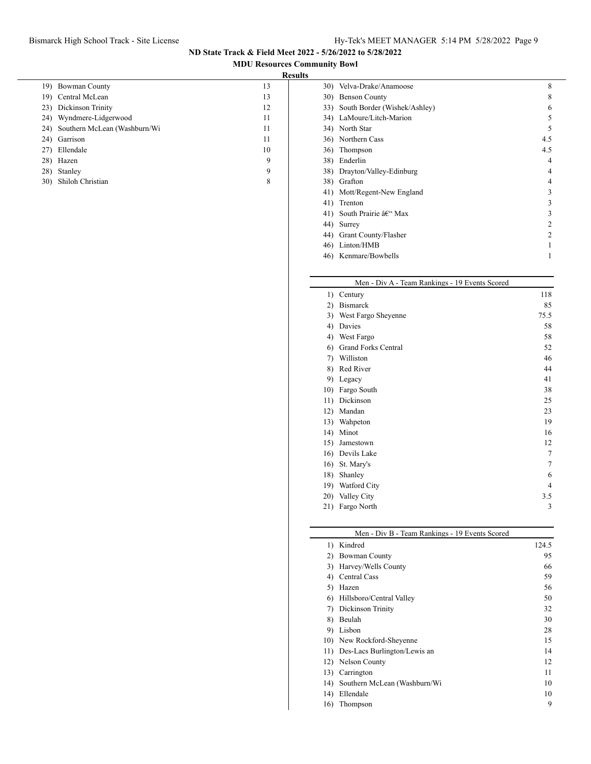## ND State Track & Field Meet 2022 - 5/26/2022 to 5/28/2022

### MDU Resources Community Bowl

#### Results

| | | |
|---|---|---|
| 19) | Bowman County | 13 |
| 19) | Central McLean | 13 |
| 23) | Dickinson Trinity | 12 |
| 24) | Wyndmere-Lidgerwood | 11 |
| 24) | Southern McLean (Washburn/Wi | 11 |
| 24) | Garrison | 11 |
| 27) | Ellendale | 10 |
| 28) | Hazen | 9 |
| 28) | Stanley | 9 |
| 30) | Shiloh Christian | 8 |
| 30) | Velva-Drake/Anamoose | 8 |
| 30) | Benson County | 8 |
| 33) | South Border (Wishek/Ashley) | 6 |
| 34) | LaMoure/Litch-Marion | 5 |
| 34) | North Star | 5 |
| 36) | Northern Cass | 4.5 |
| 36) | Thompson | 4.5 |
| 38) | Enderlin | 4 |
| 38) | Drayton/Valley-Edinburg | 4 |
| 38) | Grafton | 4 |
| 41) | Mott/Regent-New England | 3 |
| 41) | Trenton | 3 |
| 41) | South Prairie â€“ Max | 3 |
| 44) | Surrey | 2 |
| 44) | Grant County/Flasher | 2 |
| 46) | Linton/HMB | 1 |
| 46) | Kenmare/Bowbells | 1 |

#### Men - Div A - Team Rankings - 19 Events Scored

| | | |
|---|---|---|
| 1) | Century | 118 |
| 2) | Bismarck | 85 |
| 3) | West Fargo Sheyenne | 75.5 |
| 4) | Davies | 58 |
| 4) | West Fargo | 58 |
| 6) | Grand Forks Central | 52 |
| 7) | Williston | 46 |
| 8) | Red River | 44 |
| 9) | Legacy | 41 |
| 10) | Fargo South | 38 |
| 11) | Dickinson | 25 |
| 12) | Mandan | 23 |
| 13) | Wahpeton | 19 |
| 14) | Minot | 16 |
| 15) | Jamestown | 12 |
| 16) | Devils Lake | 7 |
| 16) | St. Mary's | 7 |
| 18) | Shanley | 6 |
| 19) | Watford City | 4 |
| 20) | Valley City | 3.5 |
| 21) | Fargo North | 3 |

#### Men - Div B - Team Rankings - 19 Events Scored

| | | |
|---|---|---|
| 1) | Kindred | 124.5 |
| 2) | Bowman County | 95 |
| 3) | Harvey/Wells County | 66 |
| 4) | Central Cass | 59 |
| 5) | Hazen | 56 |
| 6) | Hillsboro/Central Valley | 50 |
| 7) | Dickinson Trinity | 32 |
| 8) | Beulah | 30 |
| 9) | Lisbon | 28 |
| 10) | New Rockford-Sheyenne | 15 |
| 11) | Des-Lacs Burlington/Lewis an | 14 |
| 12) | Nelson County | 12 |
| 13) | Carrington | 11 |
| 14) | Southern McLean (Washburn/Wi | 10 |
| 14) | Ellendale | 10 |
| 16) | Thompson | 9 |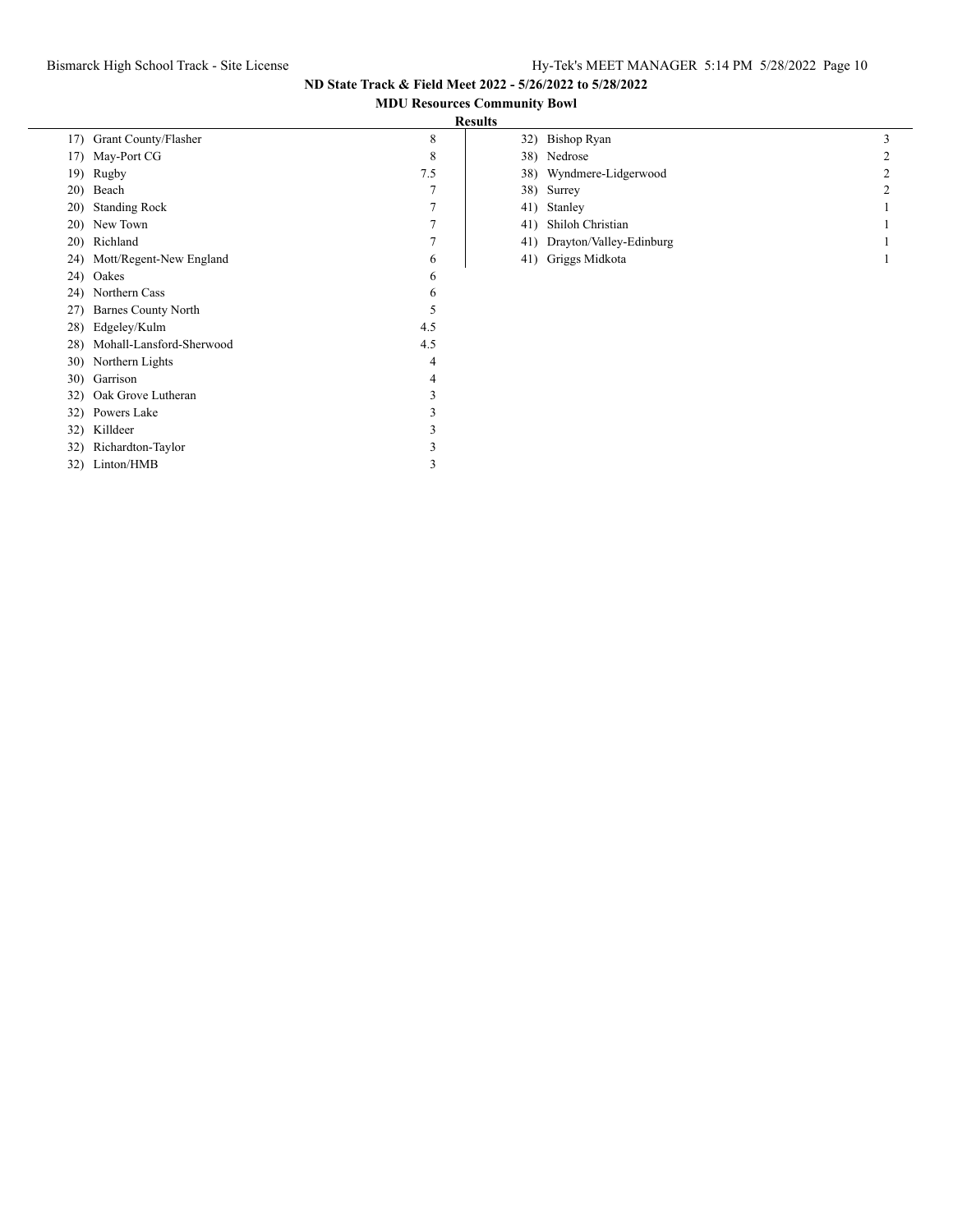## ND State Track & Field Meet 2022 - 5/26/2022 to 5/28/2022

### MDU Resources Community Bowl

**Results**

| | | |
|---|---|---|
| 17) | Grant County/Flasher | 8 |
| 17) | May-Port CG | 8 |
| 19) | Rugby | 7.5 |
| 20) | Beach | 7 |
| 20) | Standing Rock | 7 |
| 20) | New Town | 7 |
| 20) | Richland | 7 |
| 24) | Mott/Regent-New England | 6 |
| 24) | Oakes | 6 |
| 24) | Northern Cass | 6 |
| 27) | Barnes County North | 5 |
| 28) | Edgeley/Kulm | 4.5 |
| 28) | Mohall-Lansford-Sherwood | 4.5 |
| 30) | Northern Lights | 4 |
| 30) | Garrison | 4 |
| 32) | Oak Grove Lutheran | 3 |
| 32) | Powers Lake | 3 |
| 32) | Killdeer | 3 |
| 32) | Richardton-Taylor | 3 |
| 32) | Linton/HMB | 3 |
| 32) | Bishop Ryan | 3 |
| 38) | Nedrose | 2 |
| 38) | Wyndmere-Lidgerwood | 2 |
| 38) | Surrey | 2 |
| 41) | Stanley | 1 |
| 41) | Shiloh Christian | 1 |
| 41) | Drayton/Valley-Edinburg | 1 |
| 41) | Griggs Midkota | 1 |